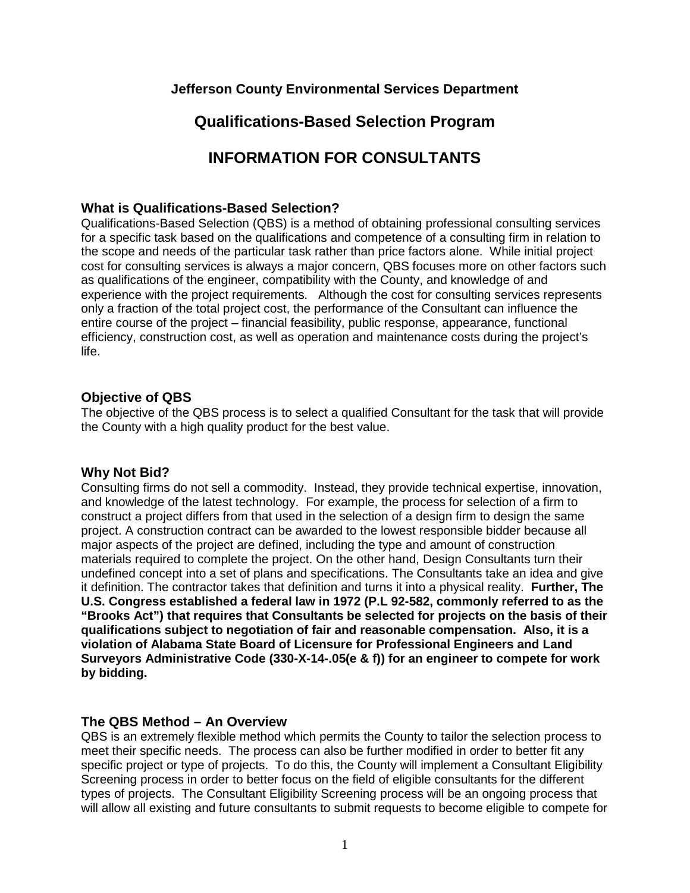**Jefferson County Environmental Services Department**

# Qualifications-Based Selection Program

# INFORMATION FOR CONSULTANTS

## What is Qualifications-Based Selection?

Qualifications-Based Selection (QBS) is a method of obtaining professional consulting services for a specific task based on the qualifications and competence of a consulting firm in relation to the scope and needs of the particular task rather than price factors alone. While initial project cost for consulting services is always a major concern, QBS focuses more on other factors such as qualifications of the engineer, compatibility with the County, and knowledge of and experience with the project requirements. Although the cost for consulting services represents only a fraction of the total project cost, the performance of the Consultant can influence the entire course of the project – financial feasibility, public response, appearance, functional efficiency, construction cost, as well as operation and maintenance costs during the project's life.

## Objective of QBS

The objective of the QBS process is to select a qualified Consultant for the task that will provide the County with a high quality product for the best value.

## Why Not Bid?

Consulting firms do not sell a commodity. Instead, they provide technical expertise, innovation, and knowledge of the latest technology. For example, the process for selection of a firm to construct a project differs from that used in the selection of a design firm to design the same project. A construction contract can be awarded to the lowest responsible bidder because all major aspects of the project are defined, including the type and amount of construction materials required to complete the project. On the other hand, Design Consultants turn their undefined concept into a set of plans and specifications. The Consultants take an idea and give it definition. The contractor takes that definition and turns it into a physical reality. **Further, The U.S. Congress established a federal law in 1972 (P.L 92-582, commonly referred to as the "Brooks Act") that requires that Consultants be selected for projects on the basis of their qualifications subject to negotiation of fair and reasonable compensation. Also, it is a violation of Alabama State Board of Licensure for Professional Engineers and Land Surveyors Administrative Code (330-X-14-.05(e & f)) for an engineer to compete for work by bidding.**

## The QBS Method – An Overview

QBS is an extremely flexible method which permits the County to tailor the selection process to meet their specific needs. The process can also be further modified in order to better fit any specific project or type of projects. To do this, the County will implement a Consultant Eligibility Screening process in order to better focus on the field of eligible consultants for the different types of projects. The Consultant Eligibility Screening process will be an ongoing process that will allow all existing and future consultants to submit requests to become eligible to compete for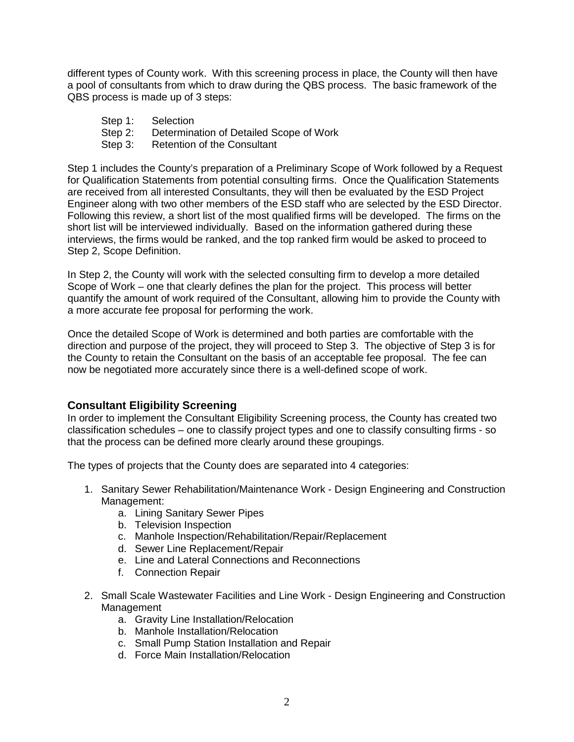different types of County work. With this screening process in place, the County will then have a pool of consultants from which to draw during the QBS process. The basic framework of the QBS process is made up of 3 steps:

- Step 1: Selection
- Step 2: Determination of Detailed Scope of Work
- Step 3: Retention of the Consultant

Step 1 includes the County's preparation of a Preliminary Scope of Work followed by a Request for Qualification Statements from potential consulting firms. Once the Qualification Statements are received from all interested Consultants, they will then be evaluated by the ESD Project Engineer along with two other members of the ESD staff who are selected by the ESD Director. Following this review, a short list of the most qualified firms will be developed. The firms on the short list will be interviewed individually. Based on the information gathered during these interviews, the firms would be ranked, and the top ranked firm would be asked to proceed to Step 2, Scope Definition.

In Step 2, the County will work with the selected consulting firm to develop a more detailed Scope of Work – one that clearly defines the plan for the project. This process will better quantify the amount of work required of the Consultant, allowing him to provide the County with a more accurate fee proposal for performing the work.

Once the detailed Scope of Work is determined and both parties are comfortable with the direction and purpose of the project, they will proceed to Step 3. The objective of Step 3 is for the County to retain the Consultant on the basis of an acceptable fee proposal. The fee can now be negotiated more accurately since there is a well-defined scope of work.

## Consultant Eligibility Screening

In order to implement the Consultant Eligibility Screening process, the County has created two classification schedules – one to classify project types and one to classify consulting firms - so that the process can be defined more clearly around these groupings.

The types of projects that the County does are separated into 4 categories:

1. Sanitary Sewer Rehabilitation/Maintenance Work - Design Engineering and Construction Management:
    a. Lining Sanitary Sewer Pipes
    b. Television Inspection
    c. Manhole Inspection/Rehabilitation/Repair/Replacement
    d. Sewer Line Replacement/Repair
    e. Line and Lateral Connections and Reconnections
    f. Connection Repair

2. Small Scale Wastewater Facilities and Line Work - Design Engineering and Construction Management
    a. Gravity Line Installation/Relocation
    b. Manhole Installation/Relocation
    c. Small Pump Station Installation and Repair
    d. Force Main Installation/Relocation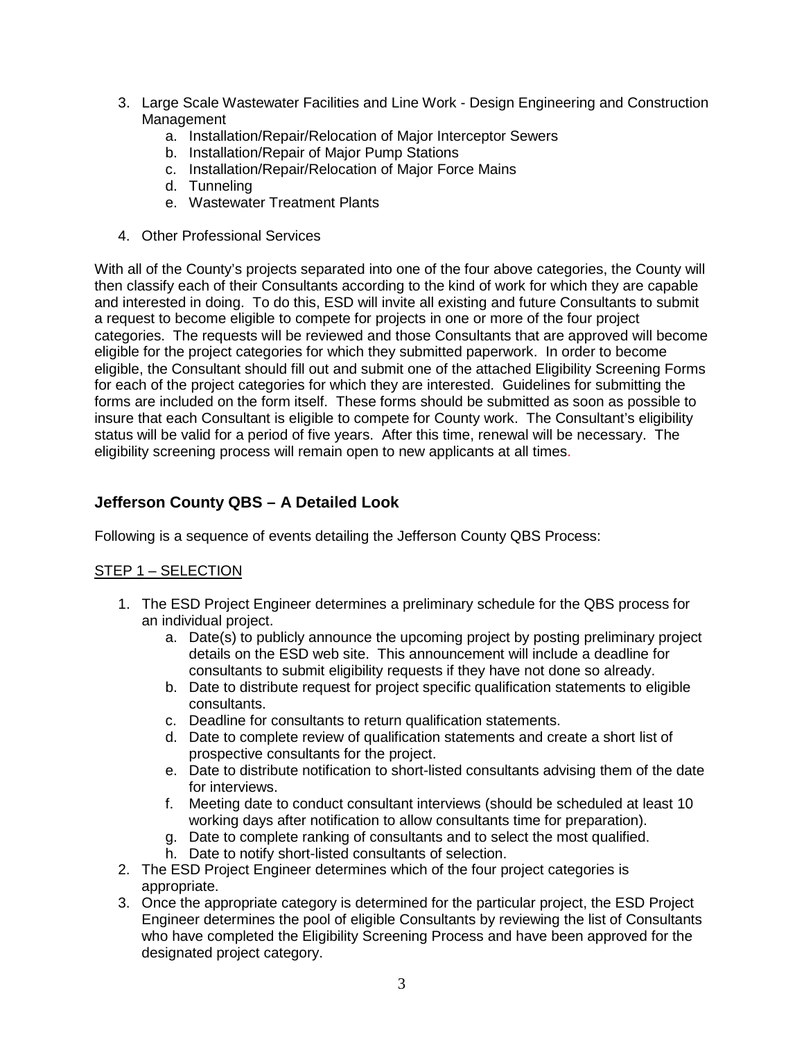3. Large Scale Wastewater Facilities and Line Work - Design Engineering and Construction Management
    a. Installation/Repair/Relocation of Major Interceptor Sewers
    b. Installation/Repair of Major Pump Stations
    c. Installation/Repair/Relocation of Major Force Mains
    d. Tunneling
    e. Wastewater Treatment Plants

4. Other Professional Services

With all of the County's projects separated into one of the four above categories, the County will then classify each of their Consultants according to the kind of work for which they are capable and interested in doing. To do this, ESD will invite all existing and future Consultants to submit a request to become eligible to compete for projects in one or more of the four project categories. The requests will be reviewed and those Consultants that are approved will become eligible for the project categories for which they submitted paperwork. In order to become eligible, the Consultant should fill out and submit one of the attached Eligibility Screening Forms for each of the project categories for which they are interested. Guidelines for submitting the forms are included on the form itself. These forms should be submitted as soon as possible to insure that each Consultant is eligible to compete for County work. The Consultant's eligibility status will be valid for a period of five years. After this time, renewal will be necessary. The eligibility screening process will remain open to new applicants at all times.

## Jefferson County QBS – A Detailed Look

Following is a sequence of events detailing the Jefferson County QBS Process:

<u>STEP 1 – SELECTION</u>

1. The ESD Project Engineer determines a preliminary schedule for the QBS process for an individual project.
    a. Date(s) to publicly announce the upcoming project by posting preliminary project details on the ESD web site. This announcement will include a deadline for consultants to submit eligibility requests if they have not done so already.
    b. Date to distribute request for project specific qualification statements to eligible consultants.
    c. Deadline for consultants to return qualification statements.
    d. Date to complete review of qualification statements and create a short list of prospective consultants for the project.
    e. Date to distribute notification to short-listed consultants advising them of the date for interviews.
    f. Meeting date to conduct consultant interviews (should be scheduled at least 10 working days after notification to allow consultants time for preparation).
    g. Date to complete ranking of consultants and to select the most qualified.
    h. Date to notify short-listed consultants of selection.
2. The ESD Project Engineer determines which of the four project categories is appropriate.
3. Once the appropriate category is determined for the particular project, the ESD Project Engineer determines the pool of eligible Consultants by reviewing the list of Consultants who have completed the Eligibility Screening Process and have been approved for the designated project category.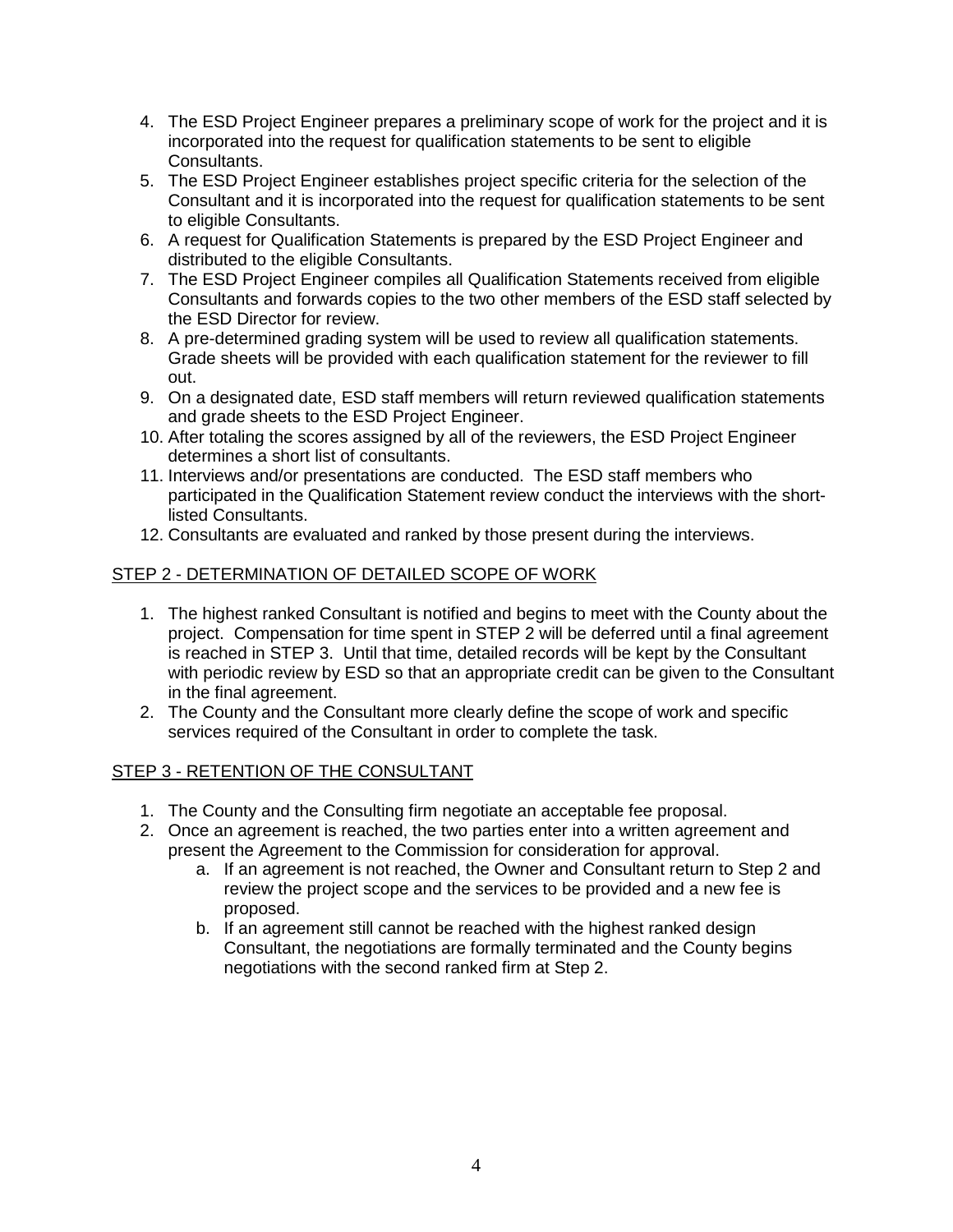4. The ESD Project Engineer prepares a preliminary scope of work for the project and it is incorporated into the request for qualification statements to be sent to eligible Consultants.
5. The ESD Project Engineer establishes project specific criteria for the selection of the Consultant and it is incorporated into the request for qualification statements to be sent to eligible Consultants.
6. A request for Qualification Statements is prepared by the ESD Project Engineer and distributed to the eligible Consultants.
7. The ESD Project Engineer compiles all Qualification Statements received from eligible Consultants and forwards copies to the two other members of the ESD staff selected by the ESD Director for review.
8. A pre-determined grading system will be used to review all qualification statements. Grade sheets will be provided with each qualification statement for the reviewer to fill out.
9. On a designated date, ESD staff members will return reviewed qualification statements and grade sheets to the ESD Project Engineer.
10. After totaling the scores assigned by all of the reviewers, the ESD Project Engineer determines a short list of consultants.
11. Interviews and/or presentations are conducted. The ESD staff members who participated in the Qualification Statement review conduct the interviews with the short-listed Consultants.
12. Consultants are evaluated and ranked by those present during the interviews.

## STEP 2 - DETERMINATION OF DETAILED SCOPE OF WORK

1. The highest ranked Consultant is notified and begins to meet with the County about the project. Compensation for time spent in STEP 2 will be deferred until a final agreement is reached in STEP 3. Until that time, detailed records will be kept by the Consultant with periodic review by ESD so that an appropriate credit can be given to the Consultant in the final agreement.
2. The County and the Consultant more clearly define the scope of work and specific services required of the Consultant in order to complete the task.

## STEP 3 - RETENTION OF THE CONSULTANT

1. The County and the Consulting firm negotiate an acceptable fee proposal.
2. Once an agreement is reached, the two parties enter into a written agreement and present the Agreement to the Commission for consideration for approval.
    a. If an agreement is not reached, the Owner and Consultant return to Step 2 and review the project scope and the services to be provided and a new fee is proposed.
    b. If an agreement still cannot be reached with the highest ranked design Consultant, the negotiations are formally terminated and the County begins negotiations with the second ranked firm at Step 2.